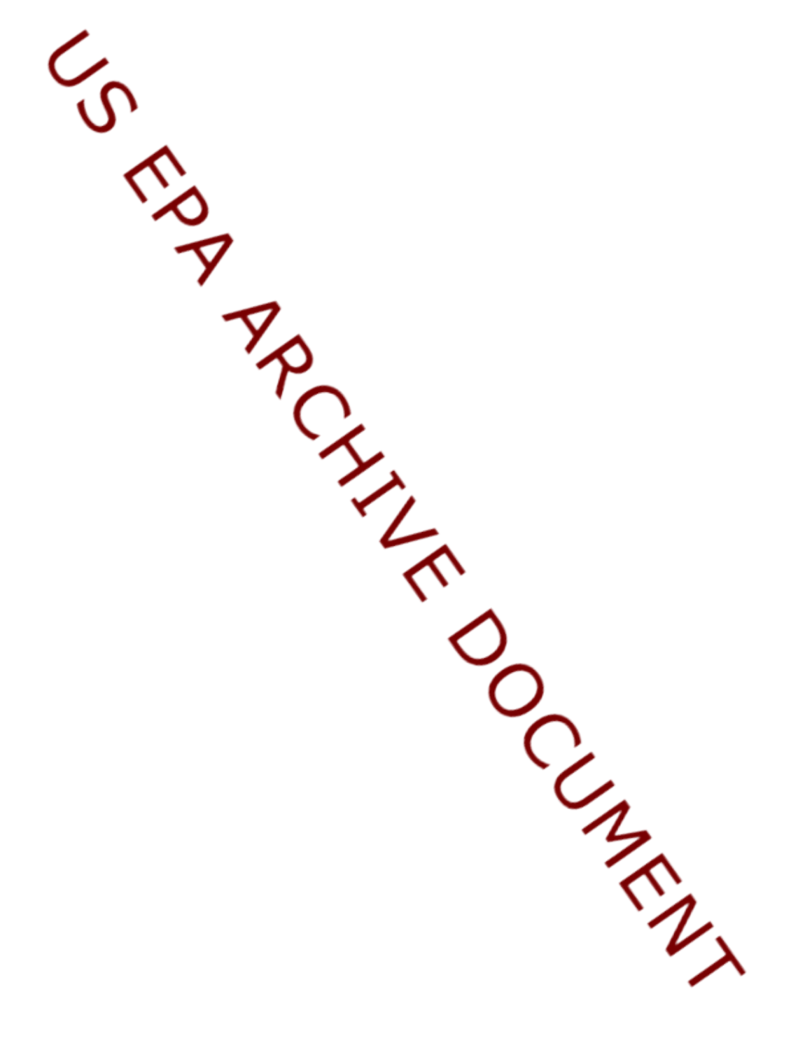US EPA ARCHIVE DOCUMENT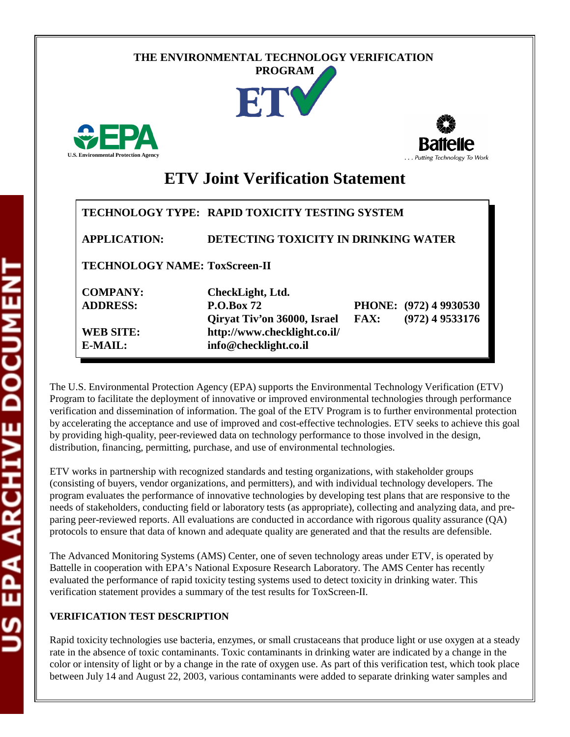THE ENVIRONMENTAL TECHNOLOGY VERIFICATION PROGRAM

ETV

U.S. Environmental Protection Agency

Battelle

. . . Putting Technology To Work

# ETV Joint Verification Statement

| | | | |
|---|---|---|---|
| **TECHNOLOGY TYPE:** | **RAPID TOXICITY TESTING SYSTEM** | | |
| **APPLICATION:** | **DETECTING TOXICITY IN DRINKING WATER** | | |
| **TECHNOLOGY NAME:** | **ToxScreen-II** | | |
| **COMPANY:** | **CheckLight, Ltd.** | | |
| **ADDRESS:** | **P.O.Box 72** | **PHONE:** | **(972) 4 9930530** |
| | **Qiryat Tiv'on 36000, Israel** | **FAX:** | **(972) 4 9533176** |
| **WEB SITE:** | **http://www.checklight.co.il/** | | |
| **E-MAIL:** | **info@checklight.co.il** | | |

The U.S. Environmental Protection Agency (EPA) supports the Environmental Technology Verification (ETV) Program to facilitate the deployment of innovative or improved environmental technologies through performance verification and dissemination of information. The goal of the ETV Program is to further environmental protection by accelerating the acceptance and use of improved and cost-effective technologies. ETV seeks to achieve this goal by providing high-quality, peer-reviewed data on technology performance to those involved in the design, distribution, financing, permitting, purchase, and use of environmental technologies.

ETV works in partnership with recognized standards and testing organizations, with stakeholder groups (consisting of buyers, vendor organizations, and permitters), and with individual technology developers. The program evaluates the performance of innovative technologies by developing test plans that are responsive to the needs of stakeholders, conducting field or laboratory tests (as appropriate), collecting and analyzing data, and preparing peer-reviewed reports. All evaluations are conducted in accordance with rigorous quality assurance (QA) protocols to ensure that data of known and adequate quality are generated and that the results are defensible.

The Advanced Monitoring Systems (AMS) Center, one of seven technology areas under ETV, is operated by Battelle in cooperation with EPA's National Exposure Research Laboratory. The AMS Center has recently evaluated the performance of rapid toxicity testing systems used to detect toxicity in drinking water. This verification statement provides a summary of the test results for ToxScreen-II.

## VERIFICATION TEST DESCRIPTION

Rapid toxicity technologies use bacteria, enzymes, or small crustaceans that produce light or use oxygen at a steady rate in the absence of toxic contaminants. Toxic contaminants in drinking water are indicated by a change in the color or intensity of light or by a change in the rate of oxygen use. As part of this verification test, which took place between July 14 and August 22, 2003, various contaminants were added to separate drinking water samples and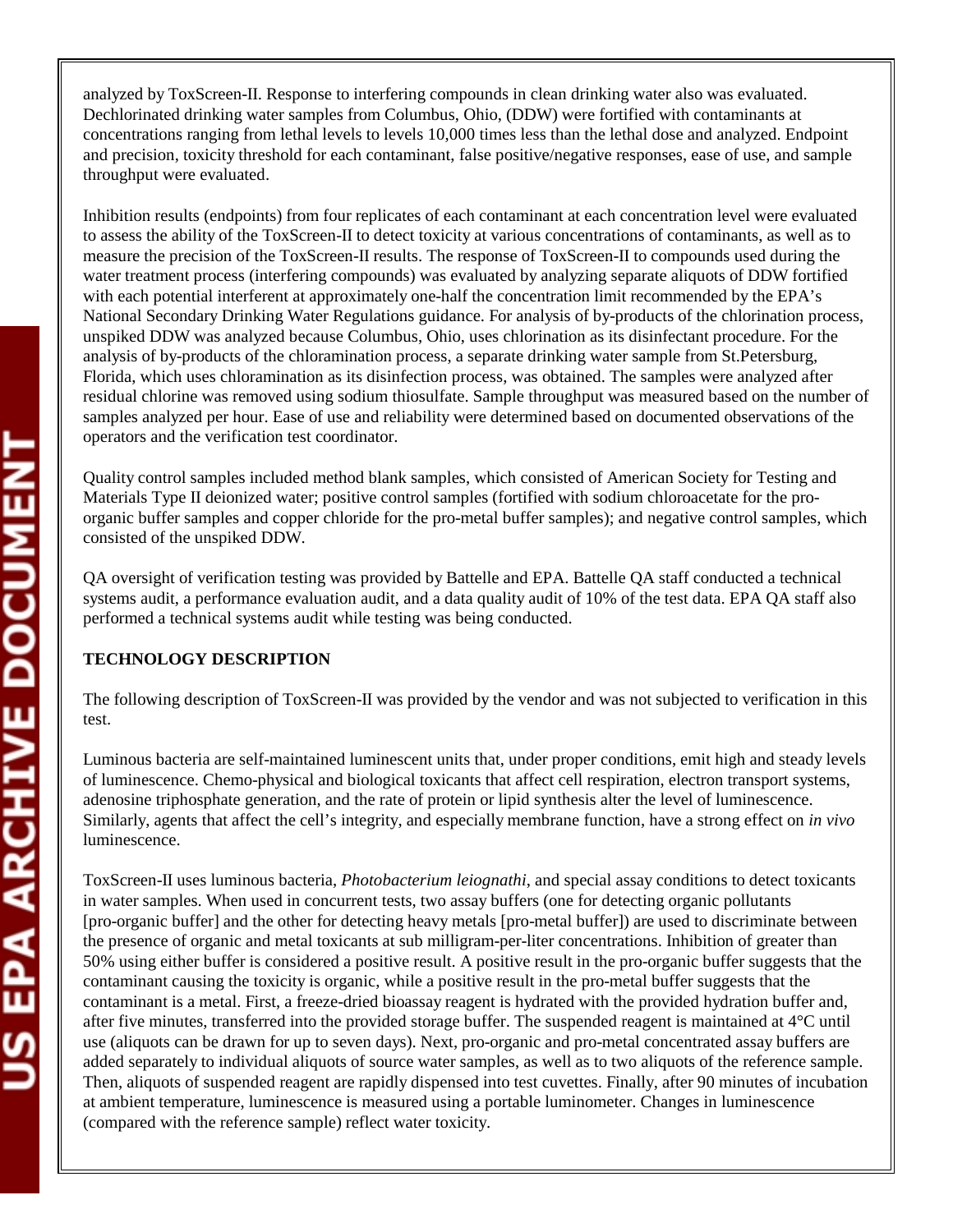analyzed by ToxScreen-II. Response to interfering compounds in clean drinking water also was evaluated. Dechlorinated drinking water samples from Columbus, Ohio, (DDW) were fortified with contaminants at concentrations ranging from lethal levels to levels 10,000 times less than the lethal dose and analyzed. Endpoint and precision, toxicity threshold for each contaminant, false positive/negative responses, ease of use, and sample throughput were evaluated.

Inhibition results (endpoints) from four replicates of each contaminant at each concentration level were evaluated to assess the ability of the ToxScreen-II to detect toxicity at various concentrations of contaminants, as well as to measure the precision of the ToxScreen-II results. The response of ToxScreen-II to compounds used during the water treatment process (interfering compounds) was evaluated by analyzing separate aliquots of DDW fortified with each potential interferent at approximately one-half the concentration limit recommended by the EPA's National Secondary Drinking Water Regulations guidance. For analysis of by-products of the chlorination process, unspiked DDW was analyzed because Columbus, Ohio, uses chlorination as its disinfectant procedure. For the analysis of by-products of the chloramination process, a separate drinking water sample from St.Petersburg, Florida, which uses chloramination as its disinfection process, was obtained. The samples were analyzed after residual chlorine was removed using sodium thiosulfate. Sample throughput was measured based on the number of samples analyzed per hour. Ease of use and reliability were determined based on documented observations of the operators and the verification test coordinator.

Quality control samples included method blank samples, which consisted of American Society for Testing and Materials Type II deionized water; positive control samples (fortified with sodium chloroacetate for the pro-organic buffer samples and copper chloride for the pro-metal buffer samples); and negative control samples, which consisted of the unspiked DDW.

QA oversight of verification testing was provided by Battelle and EPA. Battelle QA staff conducted a technical systems audit, a performance evaluation audit, and a data quality audit of 10% of the test data. EPA QA staff also performed a technical systems audit while testing was being conducted.

**TECHNOLOGY DESCRIPTION**

The following description of ToxScreen-II was provided by the vendor and was not subjected to verification in this test.

Luminous bacteria are self-maintained luminescent units that, under proper conditions, emit high and steady levels of luminescence. Chemo-physical and biological toxicants that affect cell respiration, electron transport systems, adenosine triphosphate generation, and the rate of protein or lipid synthesis alter the level of luminescence. Similarly, agents that affect the cell's integrity, and especially membrane function, have a strong effect on *in vivo* luminescence.

ToxScreen-II uses luminous bacteria, *Photobacterium leiognathi*, and special assay conditions to detect toxicants in water samples. When used in concurrent tests, two assay buffers (one for detecting organic pollutants [pro-organic buffer] and the other for detecting heavy metals [pro-metal buffer]) are used to discriminate between the presence of organic and metal toxicants at sub milligram-per-liter concentrations. Inhibition of greater than 50% using either buffer is considered a positive result. A positive result in the pro-organic buffer suggests that the contaminant causing the toxicity is organic, while a positive result in the pro-metal buffer suggests that the contaminant is a metal. First, a freeze-dried bioassay reagent is hydrated with the provided hydration buffer and, after five minutes, transferred into the provided storage buffer. The suspended reagent is maintained at 4°C until use (aliquots can be drawn for up to seven days). Next, pro-organic and pro-metal concentrated assay buffers are added separately to individual aliquots of source water samples, as well as to two aliquots of the reference sample. Then, aliquots of suspended reagent are rapidly dispensed into test cuvettes. Finally, after 90 minutes of incubation at ambient temperature, luminescence is measured using a portable luminometer. Changes in luminescence (compared with the reference sample) reflect water toxicity.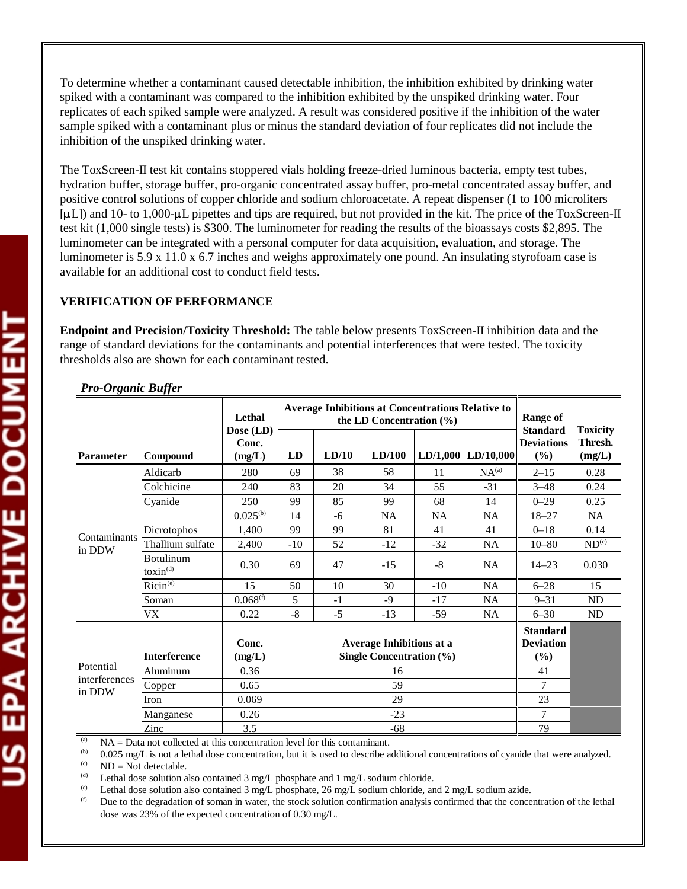To determine whether a contaminant caused detectable inhibition, the inhibition exhibited by drinking water spiked with a contaminant was compared to the inhibition exhibited by the unspiked drinking water. Four replicates of each spiked sample were analyzed. A result was considered positive if the inhibition of the water sample spiked with a contaminant plus or minus the standard deviation of four replicates did not include the inhibition of the unspiked drinking water.

The ToxScreen-II test kit contains stoppered vials holding freeze-dried luminous bacteria, empty test tubes, hydration buffer, storage buffer, pro-organic concentrated assay buffer, pro-metal concentrated assay buffer, and positive control solutions of copper chloride and sodium chloroacetate. A repeat dispenser (1 to 100 microliters [μL]) and 10- to 1,000-μL pipettes and tips are required, but not provided in the kit. The price of the ToxScreen-II test kit (1,000 single tests) is $300. The luminometer for reading the results of the bioassays costs $2,895. The luminometer can be integrated with a personal computer for data acquisition, evaluation, and storage. The luminometer is 5.9 x 11.0 x 6.7 inches and weighs approximately one pound. An insulating styrofoam case is available for an additional cost to conduct field tests.

## VERIFICATION OF PERFORMANCE

**Endpoint and Precision/Toxicity Threshold:** The table below presents ToxScreen-II inhibition data and the range of standard deviations for the contaminants and potential interferences that were tested. The toxicity thresholds also are shown for each contaminant tested.

*Pro-Organic Buffer*

| Parameter | Compound | Lethal Dose (LD) Conc. (mg/L) | Average Inhibitions at Concentrations Relative to the LD Concentration (%) | | | | | Range of Standard Deviations (%) | Toxicity Thresh. (mg/L) |
|---|---|---|---|---|---|---|---|---|---|
| | | | LD | LD/10 | LD/100 | LD/1,000 | LD/10,000 | | |
| Contaminants in DDW | Aldicarb | 280 | 69 | 38 | 58 | 11 | NA[a] | 2–15 | 0.28 |
| | Colchicine | 240 | 83 | 20 | 34 | 55 | -31 | 3–48 | 0.24 |
| | Cyanide | 250 | 99 | 85 | 99 | 68 | 14 | 0–29 | 0.25 |
| | | 0.025[b] | 14 | -6 | NA | NA | NA | 18–27 | NA |
| | Dicrotophos | 1,400 | 99 | 99 | 81 | 41 | 41 | 0–18 | 0.14 |
| | Thallium sulfate | 2,400 | -10 | 52 | -12 | -32 | NA | 10–80 | ND[c] |
| | Botulinum toxin[d] | 0.30 | 69 | 47 | -15 | -8 | NA | 14–23 | 0.030 |
| | Ricin[e] | 15 | 50 | 10 | 30 | -10 | NA | 6–28 | 15 |
| | Soman | 0.068[f] | 5 | -1 | -9 | -17 | NA | 9–31 | ND |
| | VX | 0.22 | -8 | -5 | -13 | -59 | NA | 6–30 | ND |
| Potential interferences in DDW | **Interference** | **Conc. (mg/L)** | **Average Inhibitions at a Single Concentration (%)** | | | | | **Standard Deviation (%)** | |
| | Aluminum | 0.36 | 16 | | | | | 41 | |
| | Copper | 0.65 | 59 | | | | | 7 | |
| | Iron | 0.069 | 29 | | | | | 23 | |
| | Manganese | 0.26 | -23 | | | | | 7 | |
| | Zinc | 3.5 | -68 | | | | | 79 | |

[a] NA = Data not collected at this concentration level for this contaminant.

[b] 0.025 mg/L is not a lethal dose concentration, but it is used to describe additional concentrations of cyanide that were analyzed.

[c] ND = Not detectable.

[d] Lethal dose solution also contained 3 mg/L phosphate and 1 mg/L sodium chloride.

[e] Lethal dose solution also contained 3 mg/L phosphate, 26 mg/L sodium chloride, and 2 mg/L sodium azide.

[f] Due to the degradation of soman in water, the stock solution confirmation analysis confirmed that the concentration of the lethal dose was 23% of the expected concentration of 0.30 mg/L.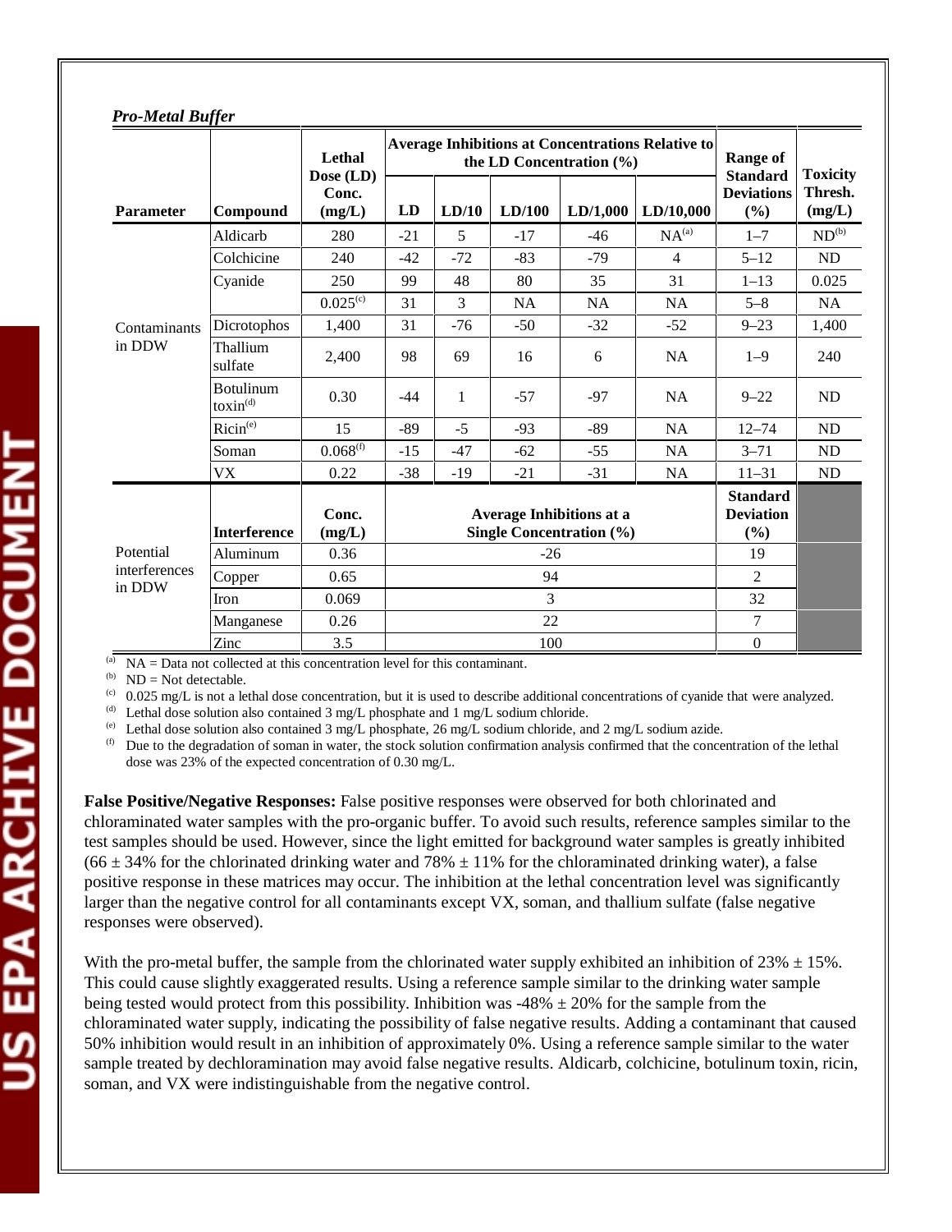***Pro-Metal Buffer***

| Parameter | Compound | Lethal Dose (LD) Conc. (mg/L) | Average Inhibitions at Concentrations Relative to the LD Concentration (%) | | | | | Range of Standard Deviations (%) | Toxicity Thresh. (mg/L) |
|---|---|---|---|---|---|---|---|---|---|
| | | | LD | LD/10 | LD/100 | LD/1,000 | LD/10,000 | | |
| Contaminants in DDW | Aldicarb | 280 | -21 | 5 | -17 | -46 | NA[a] | 1–7 | ND[b] |
| | Colchicine | 240 | -42 | -72 | -83 | -79 | 4 | 5–12 | ND |
| | Cyanide | 250 | 99 | 48 | 80 | 35 | 31 | 1–13 | 0.025 |
| | | 0.025[c] | 31 | 3 | NA | NA | NA | 5–8 | NA |
| | Dicrotophos | 1,400 | 31 | -76 | -50 | -32 | -52 | 9–23 | 1,400 |
| | Thallium sulfate | 2,400 | 98 | 69 | 16 | 6 | NA | 1–9 | 240 |
| | Botulinum toxin[d] | 0.30 | -44 | 1 | -57 | -97 | NA | 9–22 | ND |
| | Ricin[e] | 15 | -89 | -5 | -93 | -89 | NA | 12–74 | ND |
| | Soman | 0.068[f] | -15 | -47 | -62 | -55 | NA | 3–71 | ND |
| | VX | 0.22 | -38 | -19 | -21 | -31 | NA | 11–31 | ND |
| | **Interference** | **Conc. (mg/L)** | **Average Inhibitions at a Single Concentration (%)** | | | | | **Standard Deviation (%)** | |
| Potential interferences in DDW | Aluminum | 0.36 | -26 | | | | | 19 | |
| | Copper | 0.65 | 94 | | | | | 2 | |
| | Iron | 0.069 | 3 | | | | | 32 | |
| | Manganese | 0.26 | 22 | | | | | 7 | |
| | Zinc | 3.5 | 100 | | | | | 0 | |

[a] NA = Data not collected at this concentration level for this contaminant.
[b] ND = Not detectable.
[c] 0.025 mg/L is not a lethal dose concentration, but it is used to describe additional concentrations of cyanide that were analyzed.
[d] Lethal dose solution also contained 3 mg/L phosphate and 1 mg/L sodium chloride.
[e] Lethal dose solution also contained 3 mg/L phosphate, 26 mg/L sodium chloride, and 2 mg/L sodium azide.
[f] Due to the degradation of soman in water, the stock solution confirmation analysis confirmed that the concentration of the lethal dose was 23% of the expected concentration of 0.30 mg/L.

**False Positive/Negative Responses:** False positive responses were observed for both chlorinated and chloraminated water samples with the pro-organic buffer. To avoid such results, reference samples similar to the test samples should be used. However, since the light emitted for background water samples is greatly inhibited ($66 \pm 34\%$ for the chlorinated drinking water and $78\% \pm 11\%$ for the chloraminated drinking water), a false positive response in these matrices may occur. The inhibition at the lethal concentration level was significantly larger than the negative control for all contaminants except VX, soman, and thallium sulfate (false negative responses were observed).

With the pro-metal buffer, the sample from the chlorinated water supply exhibited an inhibition of $23\% \pm 15\%$. This could cause slightly exaggerated results. Using a reference sample similar to the drinking water sample being tested would protect from this possibility. Inhibition was $-48\% \pm 20\%$ for the sample from the chloraminated water supply, indicating the possibility of false negative results. Adding a contaminant that caused 50% inhibition would result in an inhibition of approximately 0%. Using a reference sample similar to the water sample treated by dechloramination may avoid false negative results. Aldicarb, colchicine, botulinum toxin, ricin, soman, and VX were indistinguishable from the negative control.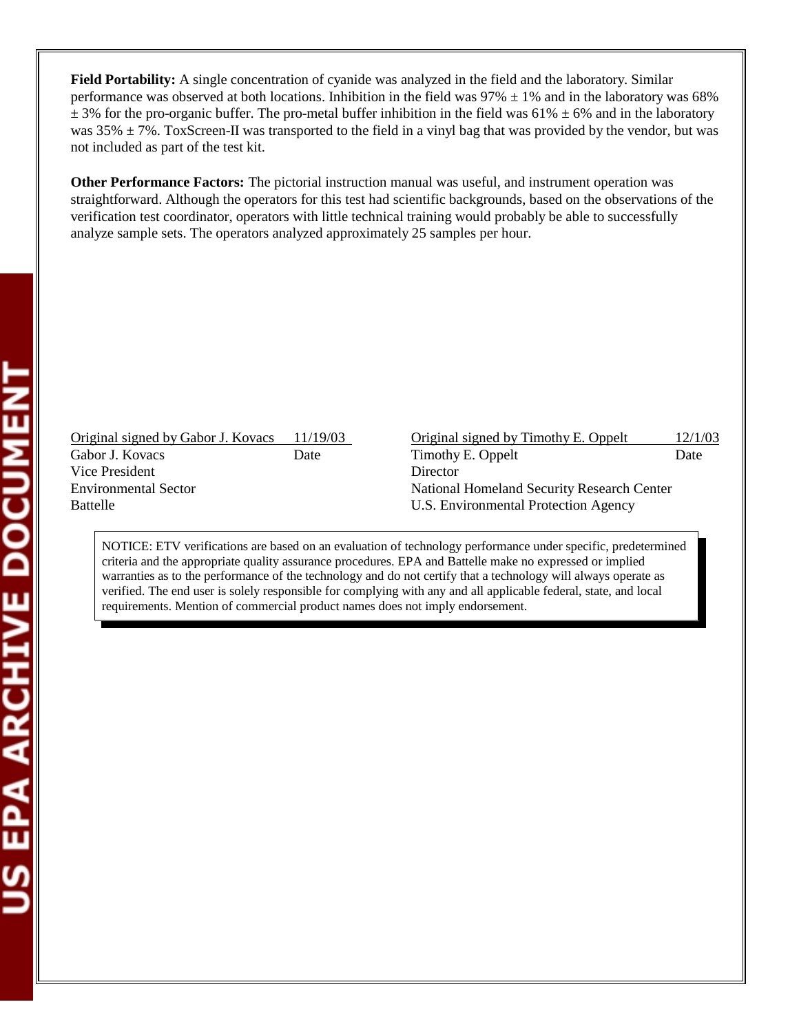**Field Portability:** A single concentration of cyanide was analyzed in the field and the laboratory. Similar performance was observed at both locations. Inhibition in the field was 97% ± 1% and in the laboratory was 68% ± 3% for the pro-organic buffer. The pro-metal buffer inhibition in the field was 61% ± 6% and in the laboratory was 35% ± 7%. ToxScreen-II was transported to the field in a vinyl bag that was provided by the vendor, but was not included as part of the test kit.

**Other Performance Factors:** The pictorial instruction manual was useful, and instrument operation was straightforward. Although the operators for this test had scientific backgrounds, based on the observations of the verification test coordinator, operators with little technical training would probably be able to successfully analyze sample sets. The operators analyzed approximately 25 samples per hour.

Original signed by Gabor J. Kovacs 11/19/03
Gabor J. Kovacs Date
Vice President
Environmental Sector
Battelle

Original signed by Timothy E. Oppelt 12/1/03
Timothy E. Oppelt Date
Director
National Homeland Security Research Center
U.S. Environmental Protection Agency

NOTICE: ETV verifications are based on an evaluation of technology performance under specific, predetermined criteria and the appropriate quality assurance procedures. EPA and Battelle make no expressed or implied warranties as to the performance of the technology and do not certify that a technology will always operate as verified. The end user is solely responsible for complying with any and all applicable federal, state, and local requirements. Mention of commercial product names does not imply endorsement.